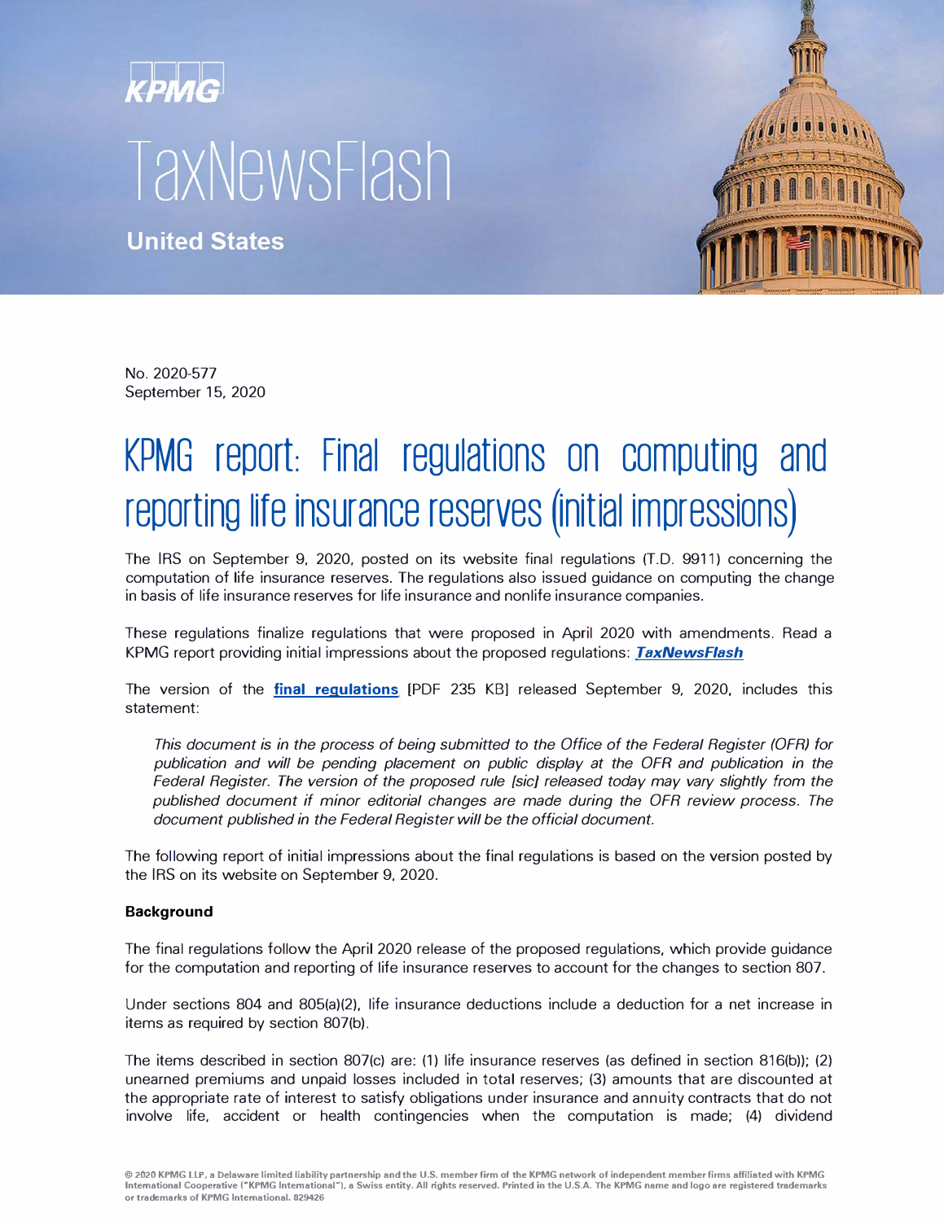KPMG

# TaxNewsFlash

**United States**

No. 2020-577
September 15, 2020

# KPMG report: Final regulations on computing and reporting life insurance reserves (initial impressions)

The IRS on September 9, 2020, posted on its website final regulations (T.D. 9911) concerning the computation of life insurance reserves. The regulations also issued guidance on computing the change in basis of life insurance reserves for life insurance and nonlife insurance companies.

These regulations finalize regulations that were proposed in April 2020 with amendments. Read a KPMG report providing initial impressions about the proposed regulations: ***TaxNewsFlash***

The version of the **final regulations** [PDF 235 KB] released September 9, 2020, includes this statement:

> *This document is in the process of being submitted to the Office of the Federal Register (OFR) for publication and will be pending placement on public display at the OFR and publication in the Federal Register. The version of the proposed rule [sic] released today may vary slightly from the published document if minor editorial changes are made during the OFR review process. The document published in the Federal Register will be the official document.*

The following report of initial impressions about the final regulations is based on the version posted by the IRS on its website on September 9, 2020.

**Background**

The final regulations follow the April 2020 release of the proposed regulations, which provide guidance for the computation and reporting of life insurance reserves to account for the changes to section 807.

Under sections 804 and 805(a)(2), life insurance deductions include a deduction for a net increase in items as required by section 807(b).

The items described in section 807(c) are: (1) life insurance reserves (as defined in section 816(b)); (2) unearned premiums and unpaid losses included in total reserves; (3) amounts that are discounted at the appropriate rate of interest to satisfy obligations under insurance and annuity contracts that do not involve life, accident or health contingencies when the computation is made; (4) dividend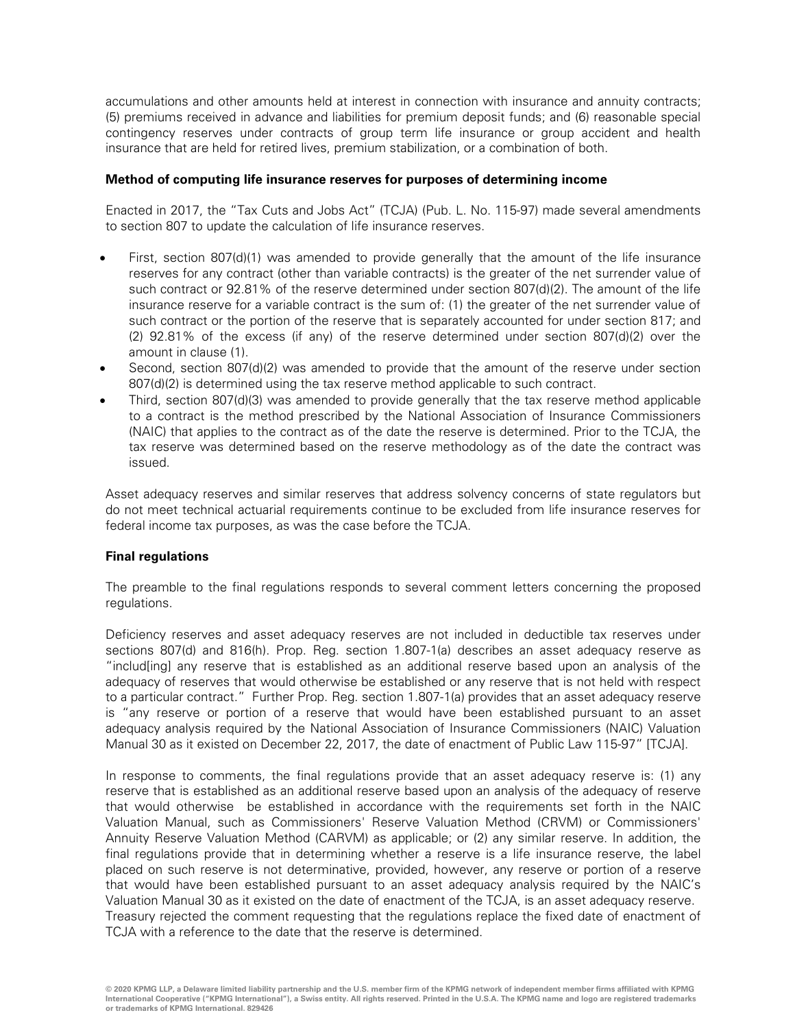accumulations and other amounts held at interest in connection with insurance and annuity contracts; (5) premiums received in advance and liabilities for premium deposit funds; and (6) reasonable special contingency reserves under contracts of group term life insurance or group accident and health insurance that are held for retired lives, premium stabilization, or a combination of both.

**Method of computing life insurance reserves for purposes of determining income**

Enacted in 2017, the "Tax Cuts and Jobs Act" (TCJA) (Pub. L. No. 115-97) made several amendments to section 807 to update the calculation of life insurance reserves.

- First, section 807(d)(1) was amended to provide generally that the amount of the life insurance reserves for any contract (other than variable contracts) is the greater of the net surrender value of such contract or 92.81% of the reserve determined under section 807(d)(2). The amount of the life insurance reserve for a variable contract is the sum of: (1) the greater of the net surrender value of such contract or the portion of the reserve that is separately accounted for under section 817; and (2) 92.81% of the excess (if any) of the reserve determined under section 807(d)(2) over the amount in clause (1).
- Second, section 807(d)(2) was amended to provide that the amount of the reserve under section 807(d)(2) is determined using the tax reserve method applicable to such contract.
- Third, section 807(d)(3) was amended to provide generally that the tax reserve method applicable to a contract is the method prescribed by the National Association of Insurance Commissioners (NAIC) that applies to the contract as of the date the reserve is determined. Prior to the TCJA, the tax reserve was determined based on the reserve methodology as of the date the contract was issued.

Asset adequacy reserves and similar reserves that address solvency concerns of state regulators but do not meet technical actuarial requirements continue to be excluded from life insurance reserves for federal income tax purposes, as was the case before the TCJA.

**Final regulations**

The preamble to the final regulations responds to several comment letters concerning the proposed regulations.

Deficiency reserves and asset adequacy reserves are not included in deductible tax reserves under sections 807(d) and 816(h). Prop. Reg. section 1.807-1(a) describes an asset adequacy reserve as "includ[ing] any reserve that is established as an additional reserve based upon an analysis of the adequacy of reserves that would otherwise be established or any reserve that is not held with respect to a particular contract." Further Prop. Reg. section 1.807-1(a) provides that an asset adequacy reserve is "any reserve or portion of a reserve that would have been established pursuant to an asset adequacy analysis required by the National Association of Insurance Commissioners (NAIC) Valuation Manual 30 as it existed on December 22, 2017, the date of enactment of Public Law 115-97" [TCJA].

In response to comments, the final regulations provide that an asset adequacy reserve is: (1) any reserve that is established as an additional reserve based upon an analysis of the adequacy of reserve that would otherwise be established in accordance with the requirements set forth in the NAIC Valuation Manual, such as Commissioners' Reserve Valuation Method (CRVM) or Commissioners' Annuity Reserve Valuation Method (CARVM) as applicable; or (2) any similar reserve. In addition, the final regulations provide that in determining whether a reserve is a life insurance reserve, the label placed on such reserve is not determinative, provided, however, any reserve or portion of a reserve that would have been established pursuant to an asset adequacy analysis required by the NAIC's Valuation Manual 30 as it existed on the date of enactment of the TCJA, is an asset adequacy reserve. Treasury rejected the comment requesting that the regulations replace the fixed date of enactment of TCJA with a reference to the date that the reserve is determined.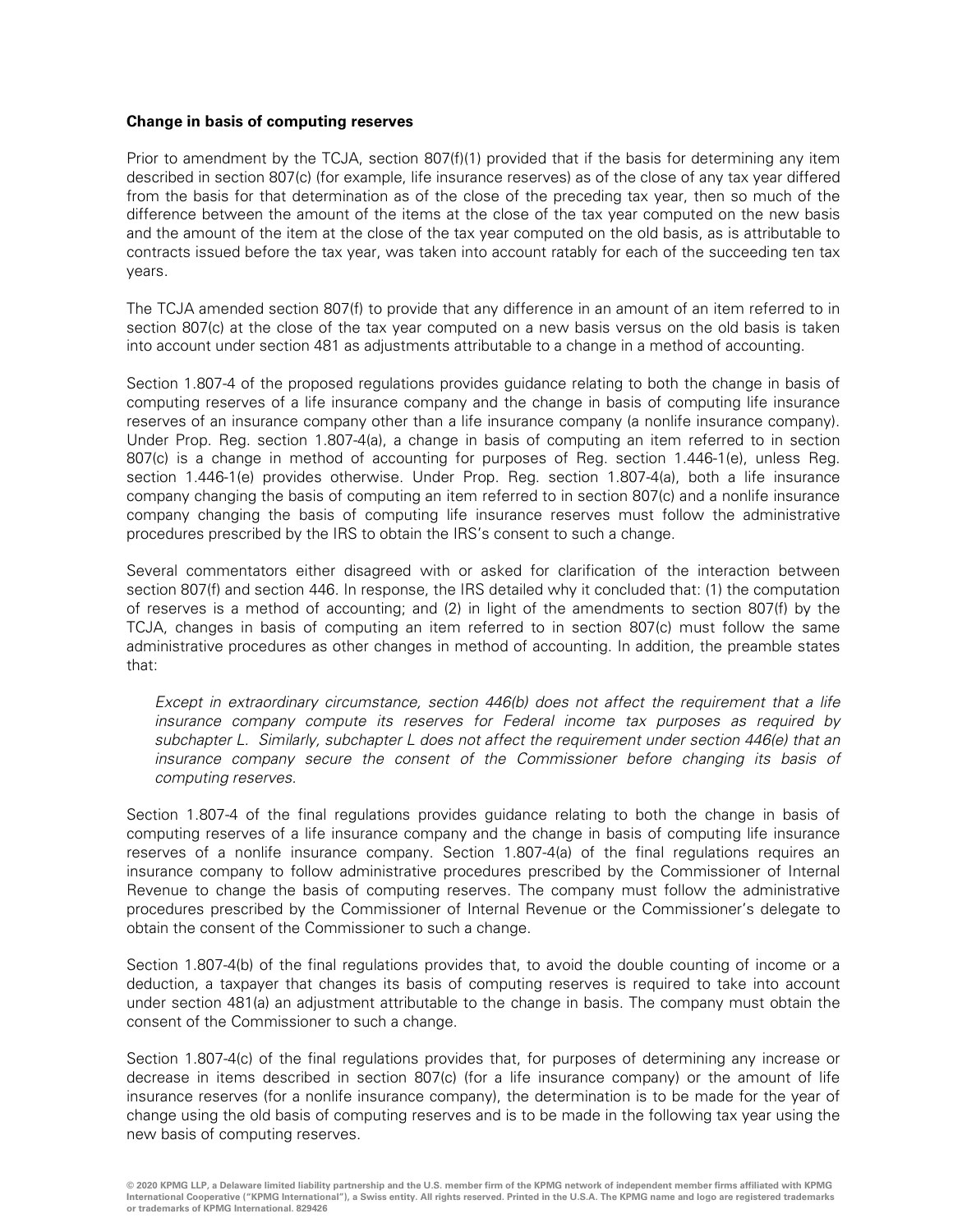**Change in basis of computing reserves**

Prior to amendment by the TCJA, section 807(f)(1) provided that if the basis for determining any item described in section 807(c) (for example, life insurance reserves) as of the close of any tax year differed from the basis for that determination as of the close of the preceding tax year, then so much of the difference between the amount of the items at the close of the tax year computed on the new basis and the amount of the item at the close of the tax year computed on the old basis, as is attributable to contracts issued before the tax year, was taken into account ratably for each of the succeeding ten tax years.

The TCJA amended section 807(f) to provide that any difference in an amount of an item referred to in section 807(c) at the close of the tax year computed on a new basis versus on the old basis is taken into account under section 481 as adjustments attributable to a change in a method of accounting.

Section 1.807-4 of the proposed regulations provides guidance relating to both the change in basis of computing reserves of a life insurance company and the change in basis of computing life insurance reserves of an insurance company other than a life insurance company (a nonlife insurance company). Under Prop. Reg. section 1.807-4(a), a change in basis of computing an item referred to in section 807(c) is a change in method of accounting for purposes of Reg. section 1.446-1(e), unless Reg. section 1.446-1(e) provides otherwise. Under Prop. Reg. section 1.807-4(a), both a life insurance company changing the basis of computing an item referred to in section 807(c) and a nonlife insurance company changing the basis of computing life insurance reserves must follow the administrative procedures prescribed by the IRS to obtain the IRS's consent to such a change.

Several commentators either disagreed with or asked for clarification of the interaction between section 807(f) and section 446. In response, the IRS detailed why it concluded that: (1) the computation of reserves is a method of accounting; and (2) in light of the amendments to section 807(f) by the TCJA, changes in basis of computing an item referred to in section 807(c) must follow the same administrative procedures as other changes in method of accounting. In addition, the preamble states that:

> *Except in extraordinary circumstance, section 446(b) does not affect the requirement that a life insurance company compute its reserves for Federal income tax purposes as required by subchapter L. Similarly, subchapter L does not affect the requirement under section 446(e) that an insurance company secure the consent of the Commissioner before changing its basis of computing reserves.*

Section 1.807-4 of the final regulations provides guidance relating to both the change in basis of computing reserves of a life insurance company and the change in basis of computing life insurance reserves of a nonlife insurance company. Section 1.807-4(a) of the final regulations requires an insurance company to follow administrative procedures prescribed by the Commissioner of Internal Revenue to change the basis of computing reserves. The company must follow the administrative procedures prescribed by the Commissioner of Internal Revenue or the Commissioner's delegate to obtain the consent of the Commissioner to such a change.

Section 1.807-4(b) of the final regulations provides that, to avoid the double counting of income or a deduction, a taxpayer that changes its basis of computing reserves is required to take into account under section 481(a) an adjustment attributable to the change in basis. The company must obtain the consent of the Commissioner to such a change.

Section 1.807-4(c) of the final regulations provides that, for purposes of determining any increase or decrease in items described in section 807(c) (for a life insurance company) or the amount of life insurance reserves (for a nonlife insurance company), the determination is to be made for the year of change using the old basis of computing reserves and is to be made in the following tax year using the new basis of computing reserves.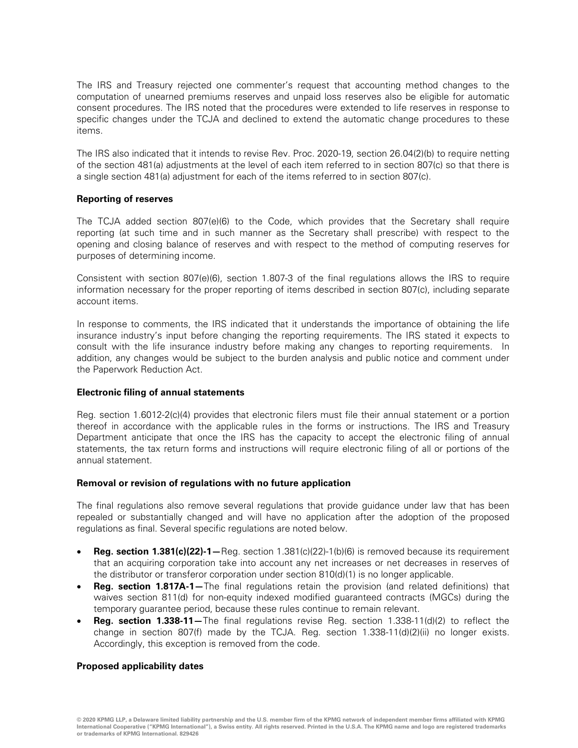The IRS and Treasury rejected one commenter's request that accounting method changes to the computation of unearned premiums reserves and unpaid loss reserves also be eligible for automatic consent procedures. The IRS noted that the procedures were extended to life reserves in response to specific changes under the TCJA and declined to extend the automatic change procedures to these items.

The IRS also indicated that it intends to revise Rev. Proc. 2020-19, section 26.04(2)(b) to require netting of the section 481(a) adjustments at the level of each item referred to in section 807(c) so that there is a single section 481(a) adjustment for each of the items referred to in section 807(c).

**Reporting of reserves**

The TCJA added section 807(e)(6) to the Code, which provides that the Secretary shall require reporting (at such time and in such manner as the Secretary shall prescribe) with respect to the opening and closing balance of reserves and with respect to the method of computing reserves for purposes of determining income.

Consistent with section 807(e)(6), section 1.807-3 of the final regulations allows the IRS to require information necessary for the proper reporting of items described in section 807(c), including separate account items.

In response to comments, the IRS indicated that it understands the importance of obtaining the life insurance industry's input before changing the reporting requirements. The IRS stated it expects to consult with the life insurance industry before making any changes to reporting requirements. In addition, any changes would be subject to the burden analysis and public notice and comment under the Paperwork Reduction Act.

**Electronic filing of annual statements**

Reg. section 1.6012-2(c)(4) provides that electronic filers must file their annual statement or a portion thereof in accordance with the applicable rules in the forms or instructions. The IRS and Treasury Department anticipate that once the IRS has the capacity to accept the electronic filing of annual statements, the tax return forms and instructions will require electronic filing of all or portions of the annual statement.

**Removal or revision of regulations with no future application**

The final regulations also remove several regulations that provide guidance under law that has been repealed or substantially changed and will have no application after the adoption of the proposed regulations as final. Several specific regulations are noted below.

- **Reg. section 1.381(c)(22)-1—**Reg. section 1.381(c)(22)-1(b)(6) is removed because its requirement that an acquiring corporation take into account any net increases or net decreases in reserves of the distributor or transferor corporation under section 810(d)(1) is no longer applicable.
- **Reg. section 1.817A-1—**The final regulations retain the provision (and related definitions) that waives section 811(d) for non-equity indexed modified guaranteed contracts (MGCs) during the temporary guarantee period, because these rules continue to remain relevant.
- **Reg. section 1.338-11—**The final regulations revise Reg. section 1.338-11(d)(2) to reflect the change in section 807(f) made by the TCJA. Reg. section 1.338-11(d)(2)(ii) no longer exists. Accordingly, this exception is removed from the code.

**Proposed applicability dates**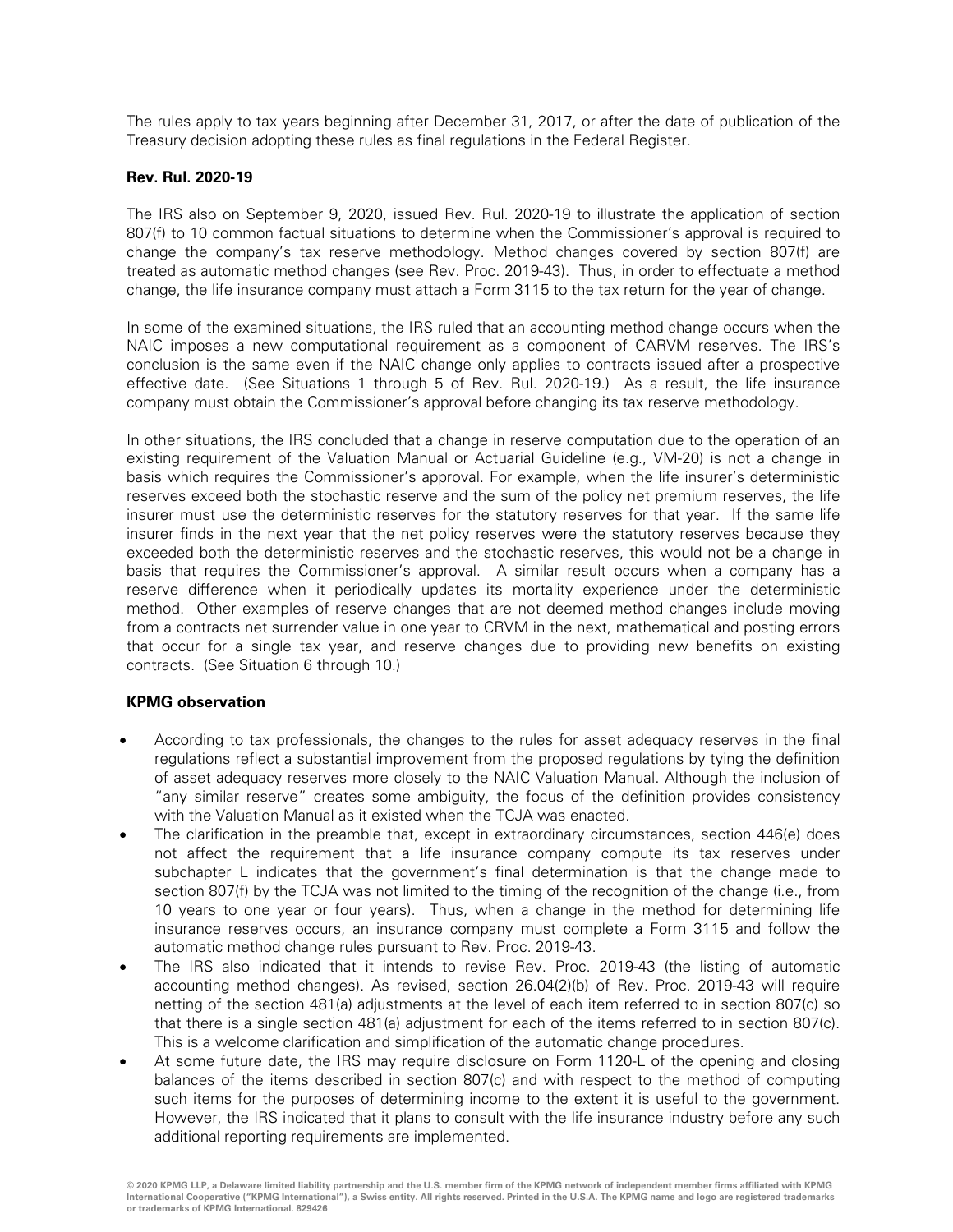The rules apply to tax years beginning after December 31, 2017, or after the date of publication of the Treasury decision adopting these rules as final regulations in the Federal Register.

**Rev. Rul. 2020-19**

The IRS also on September 9, 2020, issued Rev. Rul. 2020-19 to illustrate the application of section 807(f) to 10 common factual situations to determine when the Commissioner's approval is required to change the company's tax reserve methodology. Method changes covered by section 807(f) are treated as automatic method changes (see Rev. Proc. 2019-43). Thus, in order to effectuate a method change, the life insurance company must attach a Form 3115 to the tax return for the year of change.

In some of the examined situations, the IRS ruled that an accounting method change occurs when the NAIC imposes a new computational requirement as a component of CARVM reserves. The IRS's conclusion is the same even if the NAIC change only applies to contracts issued after a prospective effective date. (See Situations 1 through 5 of Rev. Rul. 2020-19.) As a result, the life insurance company must obtain the Commissioner's approval before changing its tax reserve methodology.

In other situations, the IRS concluded that a change in reserve computation due to the operation of an existing requirement of the Valuation Manual or Actuarial Guideline (e.g., VM-20) is not a change in basis which requires the Commissioner's approval. For example, when the life insurer's deterministic reserves exceed both the stochastic reserve and the sum of the policy net premium reserves, the life insurer must use the deterministic reserves for the statutory reserves for that year. If the same life insurer finds in the next year that the net policy reserves were the statutory reserves because they exceeded both the deterministic reserves and the stochastic reserves, this would not be a change in basis that requires the Commissioner's approval. A similar result occurs when a company has a reserve difference when it periodically updates its mortality experience under the deterministic method. Other examples of reserve changes that are not deemed method changes include moving from a contracts net surrender value in one year to CRVM in the next, mathematical and posting errors that occur for a single tax year, and reserve changes due to providing new benefits on existing contracts. (See Situation 6 through 10.)

**KPMG observation**

- According to tax professionals, the changes to the rules for asset adequacy reserves in the final regulations reflect a substantial improvement from the proposed regulations by tying the definition of asset adequacy reserves more closely to the NAIC Valuation Manual. Although the inclusion of "any similar reserve" creates some ambiguity, the focus of the definition provides consistency with the Valuation Manual as it existed when the TCJA was enacted.
- The clarification in the preamble that, except in extraordinary circumstances, section 446(e) does not affect the requirement that a life insurance company compute its tax reserves under subchapter L indicates that the government's final determination is that the change made to section 807(f) by the TCJA was not limited to the timing of the recognition of the change (i.e., from 10 years to one year or four years). Thus, when a change in the method for determining life insurance reserves occurs, an insurance company must complete a Form 3115 and follow the automatic method change rules pursuant to Rev. Proc. 2019-43.
- The IRS also indicated that it intends to revise Rev. Proc. 2019-43 (the listing of automatic accounting method changes). As revised, section 26.04(2)(b) of Rev. Proc. 2019-43 will require netting of the section 481(a) adjustments at the level of each item referred to in section 807(c) so that there is a single section 481(a) adjustment for each of the items referred to in section 807(c). This is a welcome clarification and simplification of the automatic change procedures.
- At some future date, the IRS may require disclosure on Form 1120-L of the opening and closing balances of the items described in section 807(c) and with respect to the method of computing such items for the purposes of determining income to the extent it is useful to the government. However, the IRS indicated that it plans to consult with the life insurance industry before any such additional reporting requirements are implemented.

© 2020 KPMG LLP, a Delaware limited liability partnership and the U.S. member firm of the KPMG network of independent member firms affiliated with KPMG International Cooperative ("KPMG International"), a Swiss entity. All rights reserved. Printed in the U.S.A. The KPMG name and logo are registered trademarks or trademarks of KPMG International. 829426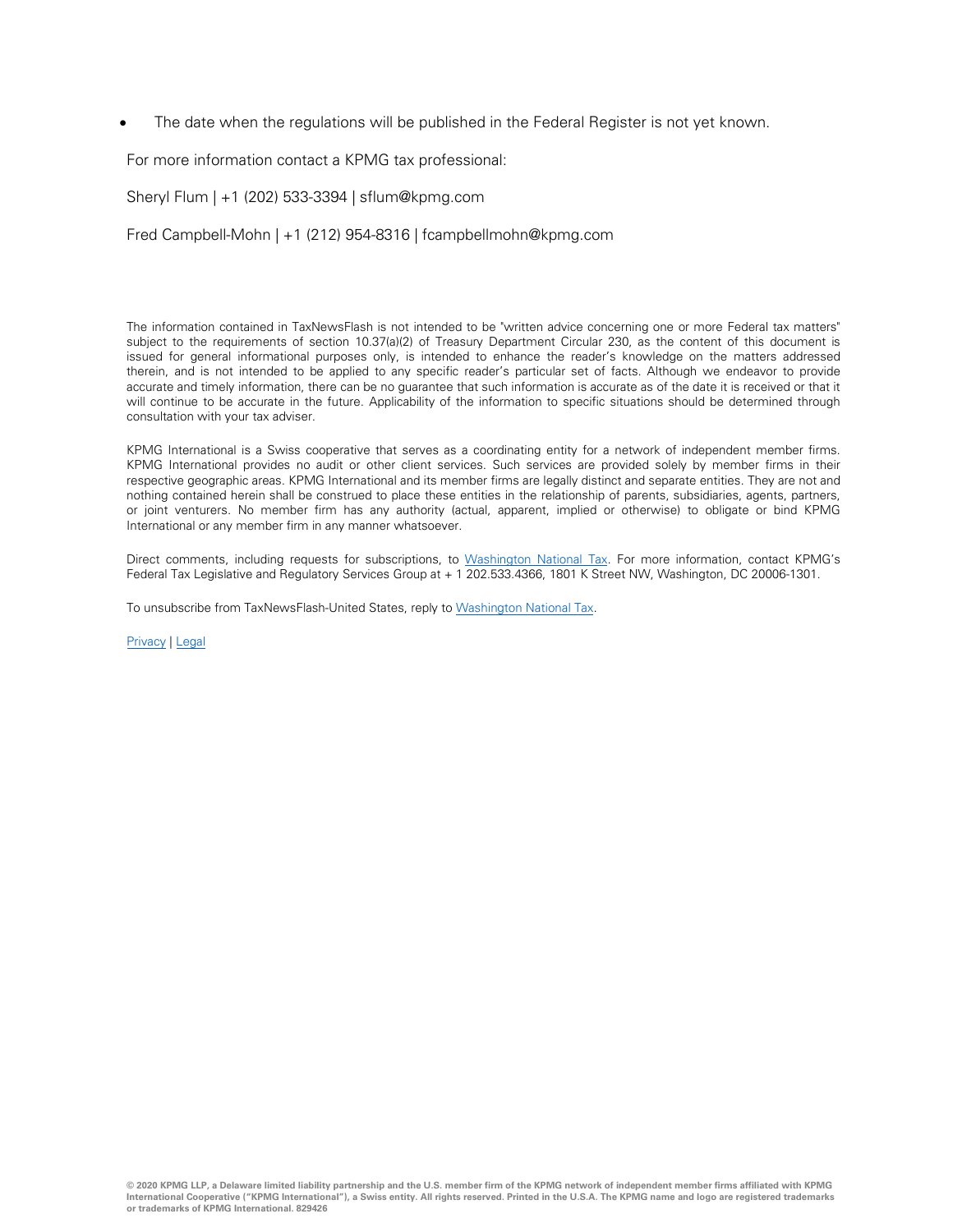- The date when the regulations will be published in the Federal Register is not yet known.

For more information contact a KPMG tax professional:

Sheryl Flum | +1 (202) 533-3394 | sflum@kpmg.com

Fred Campbell-Mohn | +1 (212) 954-8316 | fcampbellmohn@kpmg.com

The information contained in TaxNewsFlash is not intended to be "written advice concerning one or more Federal tax matters" subject to the requirements of section 10.37(a)(2) of Treasury Department Circular 230, as the content of this document is issued for general informational purposes only, is intended to enhance the reader's knowledge on the matters addressed therein, and is not intended to be applied to any specific reader's particular set of facts. Although we endeavor to provide accurate and timely information, there can be no guarantee that such information is accurate as of the date it is received or that it will continue to be accurate in the future. Applicability of the information to specific situations should be determined through consultation with your tax adviser.

KPMG International is a Swiss cooperative that serves as a coordinating entity for a network of independent member firms. KPMG International provides no audit or other client services. Such services are provided solely by member firms in their respective geographic areas. KPMG International and its member firms are legally distinct and separate entities. They are not and nothing contained herein shall be construed to place these entities in the relationship of parents, subsidiaries, agents, partners, or joint venturers. No member firm has any authority (actual, apparent, implied or otherwise) to obligate or bind KPMG International or any member firm in any manner whatsoever.

Direct comments, including requests for subscriptions, to Washington National Tax. For more information, contact KPMG's Federal Tax Legislative and Regulatory Services Group at + 1 202.533.4366, 1801 K Street NW, Washington, DC 20006-1301.

To unsubscribe from TaxNewsFlash-United States, reply to Washington National Tax.

Privacy | Legal

**© 2020 KPMG LLP, a Delaware limited liability partnership and the U.S. member firm of the KPMG network of independent member firms affiliated with KPMG International Cooperative ("KPMG International"), a Swiss entity. All rights reserved. Printed in the U.S.A. The KPMG name and logo are registered trademarks or trademarks of KPMG International. 829426**